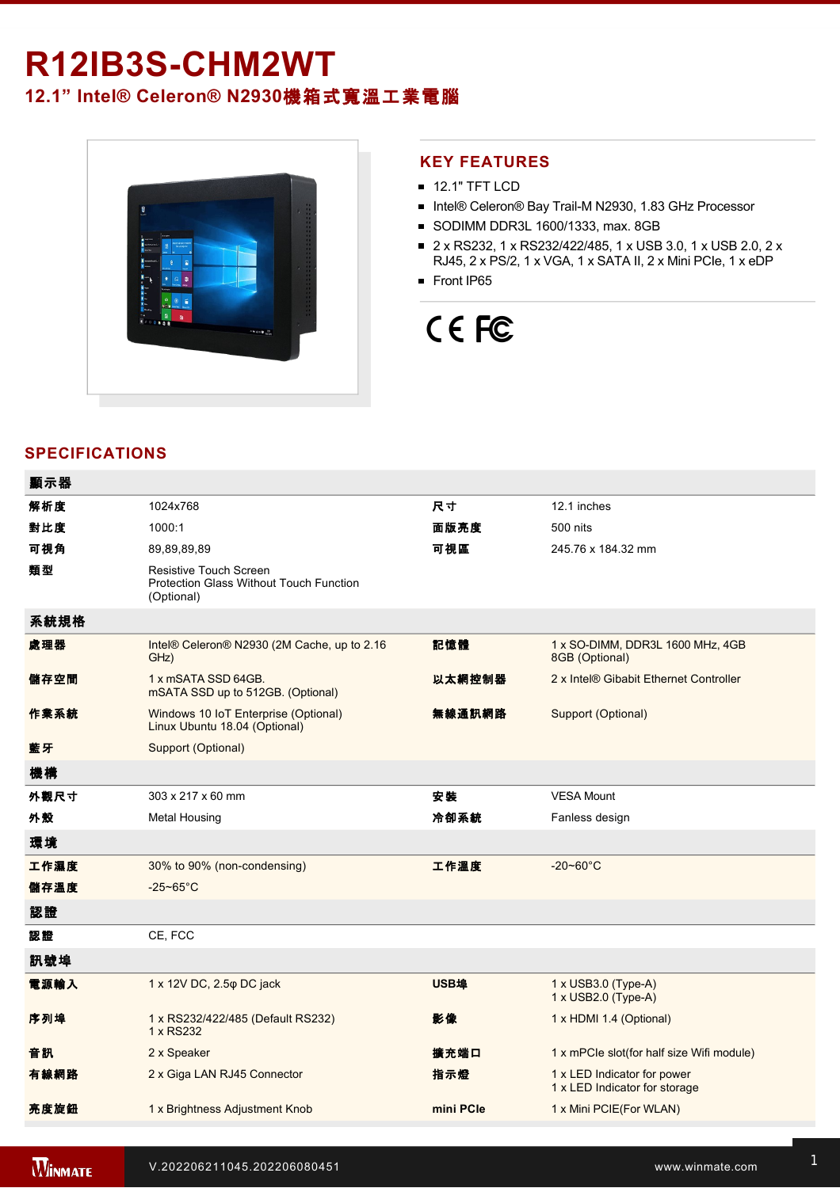# R12IB3S-CHM2WT

## 12.1” Intel® Celeron® N2930機箱式寬溫工業電腦

## KEY FEATURES

- 12.1" TFT LCD
- Intel® Celeron® Bay Trail-M N2930, 1.83 GHz Processor
- SODIMM DDR3L 1600/1333, max. 8GB
- 2 x RS232, 1 x RS232/422/485, 1 x USB 3.0, 1 x USB 2.0, 2 x RJ45, 2 x PS/2, 1 x VGA, 1 x SATA II, 2 x Mini PCIe, 1 x eDP
- Front IP65

## SPECIFICATIONS

| 顯示器 | | | |
|---|---|---|---|
| 解析度 | 1024x768 | 尺寸 | 12.1 inches |
| 對比度 | 1000:1 | 面版亮度 | 500 nits |
| 可視角 | 89,89,89,89 | 可視區 | 245.76 x 184.32 mm |
| 類型 | Resistive Touch Screen<br>Protection Glass Without Touch Function (Optional) | | |
| **系統規格** | | | |
| 處理器 | Intel® Celeron® N2930 (2M Cache, up to 2.16 GHz) | 記憶體 | 1 x SO-DIMM, DDR3L 1600 MHz, 4GB<br>8GB (Optional) |
| 儲存空間 | 1 x mSATA SSD 64GB.<br>mSATA SSD up to 512GB. (Optional) | 以太網控制器 | 2 x Intel® Gibabit Ethernet Controller |
| 作業系統 | Windows 10 IoT Enterprise (Optional)<br>Linux Ubuntu 18.04 (Optional) | 無線通訊網路 | Support (Optional) |
| 藍牙 | Support (Optional) | | |
| **機構** | | | |
| 外觀尺寸 | 303 x 217 x 60 mm | 安裝 | VESA Mount |
| 外殼 | Metal Housing | 冷卻系統 | Fanless design |
| **環境** | | | |
| 工作濕度 | 30% to 90% (non-condensing) | 工作溫度 | -20~60°C |
| 儲存溫度 | -25~65°C | | |
| **認證** | | | |
| 認證 | CE, FCC | | |
| **訊號埠** | | | |
| 電源輸入 | 1 x 12V DC, 2.5φ DC jack | USB埠 | 1 x USB3.0 (Type-A)<br>1 x USB2.0 (Type-A) |
| 序列埠 | 1 x RS232/422/485 (Default RS232)<br>1 x RS232 | 影像 | 1 x HDMI 1.4 (Optional) |
| 音訊 | 2 x Speaker | 擴充端口 | 1 x mPCIe slot(for half size Wifi module) |
| 有線網路 | 2 x Giga LAN RJ45 Connector | 指示燈 | 1 x LED Indicator for power<br>1 x LED Indicator for storage |
| 亮度旋鈕 | 1 x Brightness Adjustment Knob | mini PCIe | 1 x Mini PCIE(For WLAN) |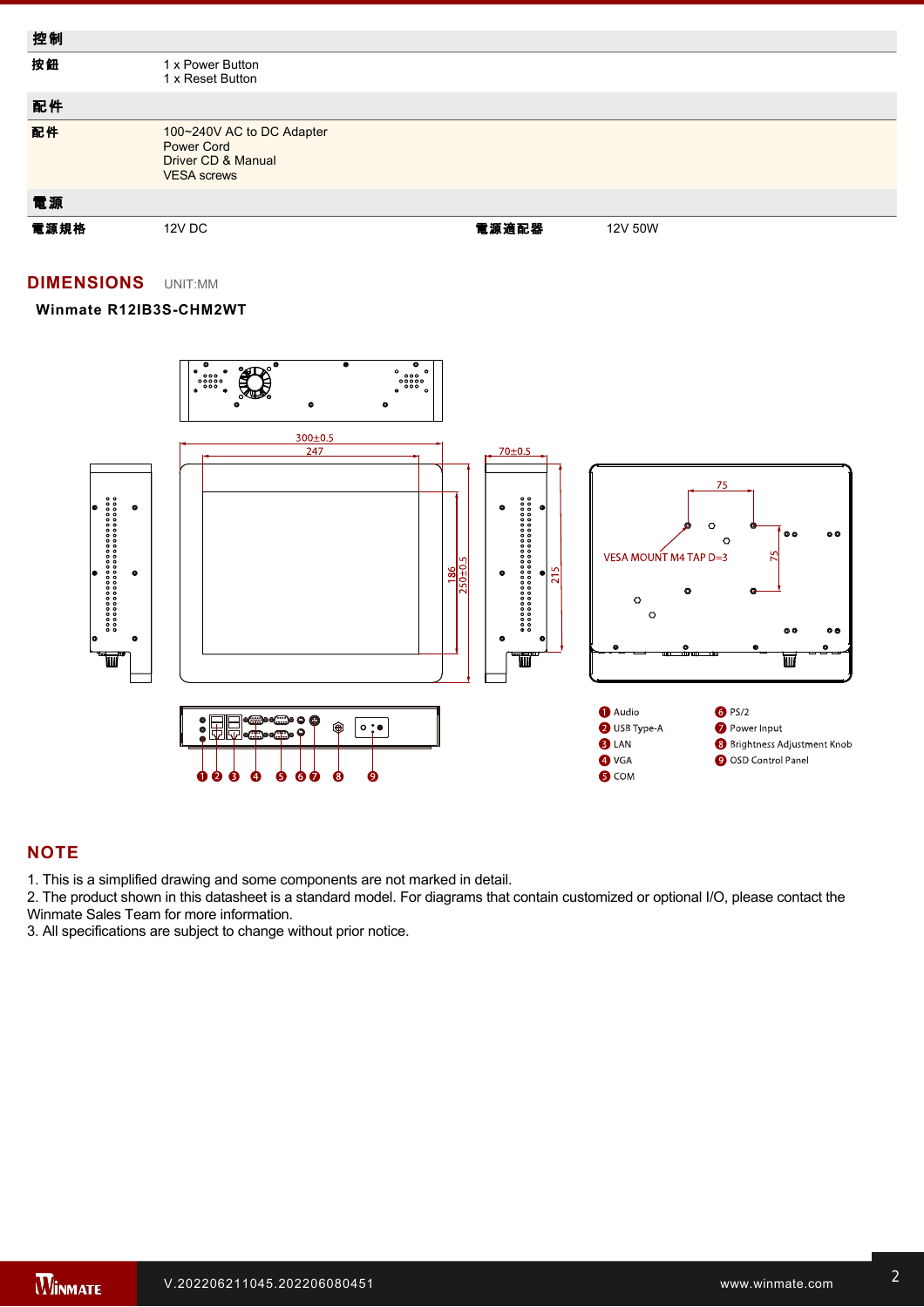| 控制 | | | |
|---|---|---|---|
| 按鈕 | 1 x Power Button<br>1 x Reset Button | | |
| **配件** | | | |
| 配件 | 100~240V AC to DC Adapter<br>Power Cord<br>Driver CD & Manual<br>VESA screws | | |
| **電源** | | | |
| 電源規格 | 12V DC | 電源適配器 | 12V 50W |

## DIMENSIONS

UNIT:MM

**Winmate R12IB3S-CHM2WT**

300±0.5
247
70±0.5
186
250±0.5
215
75
75
VESA MOUNT M4 TAP D=3

1 Audio
2 USB Type-A
3 LAN
4 VGA
5 COM
6 PS/2
7 Power Input
8 Brightness Adjustment Knob
9 OSD Control Panel

## NOTE

1. This is a simplified drawing and some components are not marked in detail.
2. The product shown in this datasheet is a standard model. For diagrams that contain customized or optional I/O, please contact the Winmate Sales Team for more information.
3. All specifications are subject to change without prior notice.